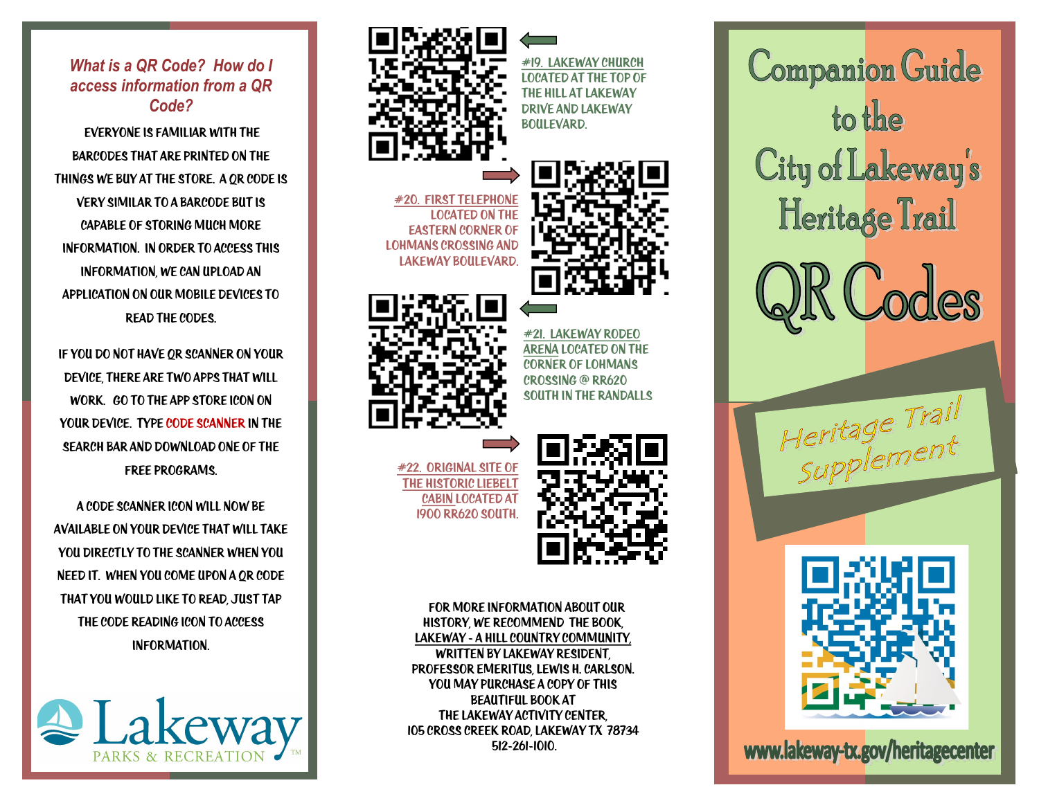### *What is a QR Code? How do I access information from a QR Code?*

EVERYONE IS FAMILIAR WITH THE BARCODES THAT ARE PRINTED ON THE THINGS WE BUY AT THE STORE. A QR CODE IS VERY SIMILAR TO A BARCODE BUT IS CAPABLE OF STORING MUCH MORE INFORMATION. IN ORDER TO ACCESS THIS INFORMATION, WE CAN UPLOAD AN APPLICATION ON OUR MOBILE DEVICES TO READ THE CODES.

IF YOU DO NOT HAVE QR SCANNER ON YOUR DEVICE, THERE ARE TWO APPS THAT WILL WORK. GO TO THE APP STORE ICON ON YOUR DEVICE. TYPE CODE SCANNER IN THE SEARCH BAR AND DOWNLOAD ONE OF THE FREE PROGRAMS.

A CODE SCANNER ICON WILL NOW BE AVAILABLE ON YOUR DEVICE THAT WILL TAKE YOU DIRECTLY TO THE SCANNER WHEN YOU NEED IT. WHEN YOU COME UPON A QR CODE THAT YOU WOULD LIKE TO READ, JUST TAP THE CODE READING ICON TO ACCESS INFORMATION.

Lakeway PARKS & RECREATION™

#19. LAKEWAY CHURCH LOCATED AT THE TOP OF THE HILL AT LAKEWAY DRIVE AND LAKEWAY BOULEVARD.

#20. FIRST TELEPHONE LOCATED ON THE EASTERN CORNER OF LOHMANS CROSSING AND LAKEWAY BOULEVARD.

#21. LAKEWAY RODEO ARENA LOCATED ON THE CORNER OF LOHMANS CROSSING @ RR620 SOUTH IN THE RANDALLS

#22. ORIGINAL SITE OF THE HISTORIC LIEBELT CABIN LOCATED AT 1900 RR620 SOUTH.

FOR MORE INFORMATION ABOUT OUR HISTORY, WE RECOMMEND THE BOOK, LAKEWAY - A HILL COUNTRY COMMUNITY, WRITTEN BY LAKEWAY RESIDENT, PROFESSOR EMERITUS, LEWIS H. CARLSON. YOU MAY PURCHASE A COPY OF THIS BEAUTIFUL BOOK AT THE LAKEWAY ACTIVITY CENTER, 105 CROSS CREEK ROAD, LAKEWAY TX 78734 512-261-1010.

# Companion Guide to the City of Lakeway's Heritage Trail

# QR Codes

*Heritage Trail Supplement*

www.lakeway-tx.gov/heritagecenter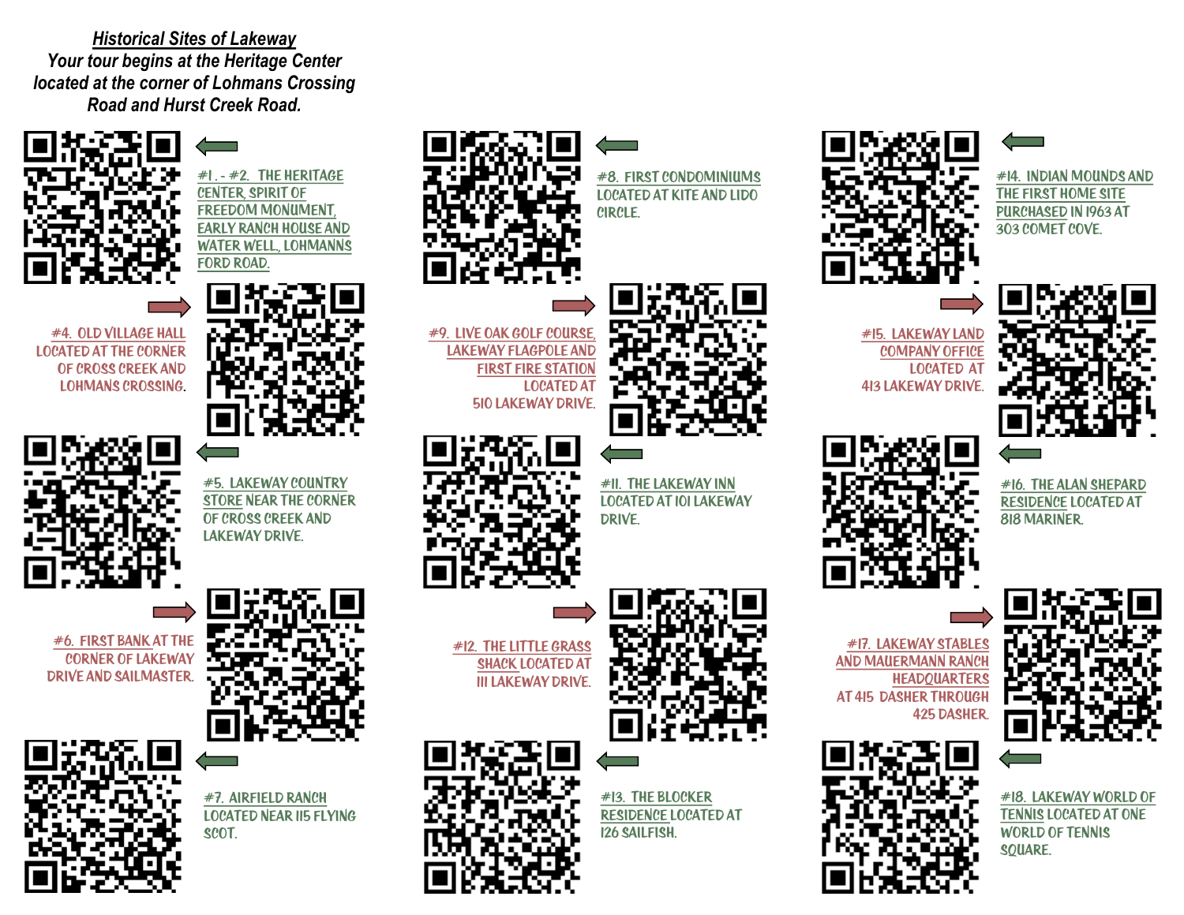***Historical Sites of Lakeway***
*Your tour begins at the Heritage Center located at the corner of Lohmans Crossing Road and Hurst Creek Road.*

#1. - #2. THE HERITAGE CENTER, SPIRIT OF FREEDOM MONUMENT, EARLY RANCH HOUSE AND WATER WELL, LOHMANNS FORD ROAD.

#4. OLD VILLAGE HALL LOCATED AT THE CORNER OF CROSS CREEK AND LOHMANS CROSSING.

#5. LAKEWAY COUNTRY STORE NEAR THE CORNER OF CROSS CREEK AND LAKEWAY DRIVE.

#6. FIRST BANK AT THE CORNER OF LAKEWAY DRIVE AND SAILMASTER.

#7. AIRFIELD RANCH LOCATED NEAR 115 FLYING SCOT.

#8. FIRST CONDOMINIUMS LOCATED AT KITE AND LIDO CIRCLE.

#9. LIVE OAK GOLF COURSE, LAKEWAY FLAGPOLE AND FIRST FIRE STATION LOCATED AT 510 LAKEWAY DRIVE.

#11. THE LAKEWAY INN LOCATED AT 101 LAKEWAY DRIVE.

#12. THE LITTLE GRASS SHACK LOCATED AT 111 LAKEWAY DRIVE.

#13. THE BLOCKER RESIDENCE LOCATED AT 126 SAILFISH.

#14. INDIAN MOUNDS AND THE FIRST HOME SITE PURCHASED IN 1963 AT 303 COMET COVE.

#15. LAKEWAY LAND COMPANY OFFICE LOCATED AT 413 LAKEWAY DRIVE.

#16. THE ALAN SHEPARD RESIDENCE LOCATED AT 818 MARINER.

#17. LAKEWAY STABLES AND MAUERMANN RANCH HEADQUARTERS AT 415 DASHER THROUGH 425 DASHER.

#18. LAKEWAY WORLD OF TENNIS LOCATED AT ONE WORLD OF TENNIS SQUARE.